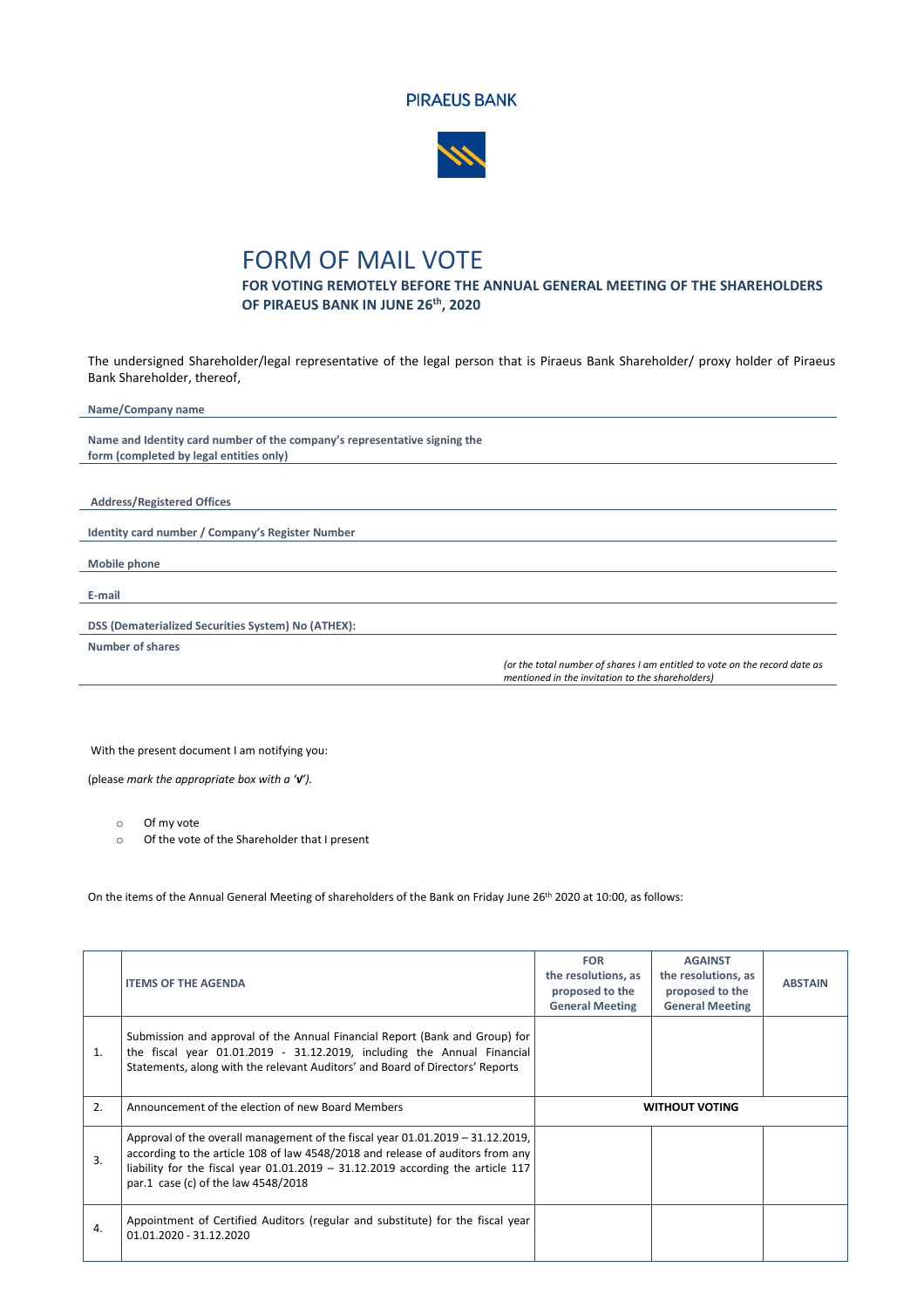PIRAEUS BANK

# FORM OF MAIL VOTE

## FOR VOTING REMOTELY BEFORE THE ANNUAL GENERAL MEETING OF THE SHAREHOLDERS OF PIRAEUS BANK IN JUNE 26th, 2020

The undersigned Shareholder/legal representative of the legal person that is Piraeus Bank Shareholder/ proxy holder of Piraeus Bank Shareholder, thereof,

**Name/Company name**

**Name and Identity card number of the company's representative signing the form (completed by legal entities only)**

**Address/Registered Offices**

**Identity card number / Company's Register Number**

**Mobile phone**

**E-mail**

**DSS (Dematerialized Securities System) No (ATHEX):**

**Number of shares**

*(or the total number of shares I am entitled to vote on the record date as mentioned in the invitation to the shareholders)*

With the present document I am notifying you:

(please *mark the appropriate box with a '**v**').*

- Of my vote
- Of the vote of the Shareholder that I present

On the items of the Annual General Meeting of shareholders of the Bank on Friday June 26th 2020 at 10:00, as follows:

| | ITEMS OF THE AGENDA | FOR the resolutions, as proposed to the General Meeting | AGAINST the resolutions, as proposed to the General Meeting | ABSTAIN |
|---|---|---|---|---|
| 1. | Submission and approval of the Annual Financial Report (Bank and Group) for the fiscal year 01.01.2019 - 31.12.2019, including the Annual Financial Statements, along with the relevant Auditors' and Board of Directors' Reports | | | |
| 2. | Announcement of the election of new Board Members | WITHOUT VOTING | | |
| 3. | Approval of the overall management of the fiscal year 01.01.2019 – 31.12.2019, according to the article 108 of law 4548/2018 and release of auditors from any liability for the fiscal year 01.01.2019 – 31.12.2019 according the article 117 par.1 case (c) of the law 4548/2018 | | | |
| 4. | Appointment of Certified Auditors (regular and substitute) for the fiscal year 01.01.2020 - 31.12.2020 | | | |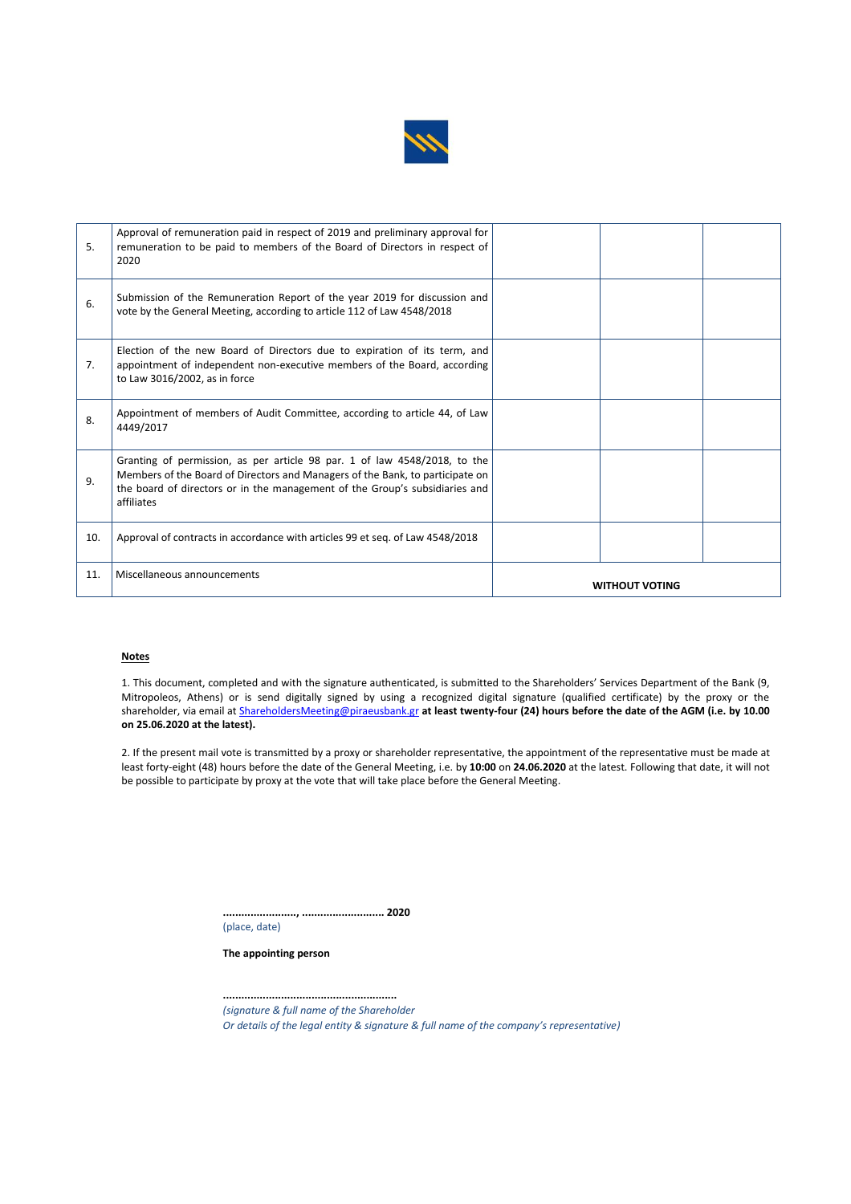| | | | | |
|---|---|---|---|---|
| 5. | Approval of remuneration paid in respect of 2019 and preliminary approval for remuneration to be paid to members of the Board of Directors in respect of 2020 | | | |
| 6. | Submission of the Remuneration Report of the year 2019 for discussion and vote by the General Meeting, according to article 112 of Law 4548/2018 | | | |
| 7. | Election of the new Board of Directors due to expiration of its term, and appointment of independent non-executive members of the Board, according to Law 3016/2002, as in force | | | |
| 8. | Appointment of members of Audit Committee, according to article 44, of Law 4449/2017 | | | |
| 9. | Granting of permission, as per article 98 par. 1 of law 4548/2018, to the Members of the Board of Directors and Managers of the Bank, to participate on the board of directors or in the management of the Group's subsidiaries and affiliates | | | |
| 10. | Approval of contracts in accordance with articles 99 et seq. of Law 4548/2018 | | | |
| 11. | Miscellaneous announcements | **WITHOUT VOTING** | | |

**Notes**

1. This document, completed and with the signature authenticated, is submitted to the Shareholders' Services Department of the Bank (9, Mitropoleos, Athens) or is send digitally signed by using a recognized digital signature (qualified certificate) by the proxy or the shareholder, via email at ShareholdersMeeting@piraeusbank.gr **at least twenty-four (24) hours before the date of the AGM (i.e. by 10.00 on 25.06.2020 at the latest).**

2. If the present mail vote is transmitted by a proxy or shareholder representative, the appointment of the representative must be made at least forty-eight (48) hours before the date of the General Meeting, i.e. by **10:00** on **24.06.2020** at the latest. Following that date, it will not be possible to participate by proxy at the vote that will take place before the General Meeting.

**……………………, ……………………… 2020**
(place, date)

**The appointing person**

**…………………………………………………**
*(signature & full name of the Shareholder*
*Or details of the legal entity & signature & full name of the company's representative)*